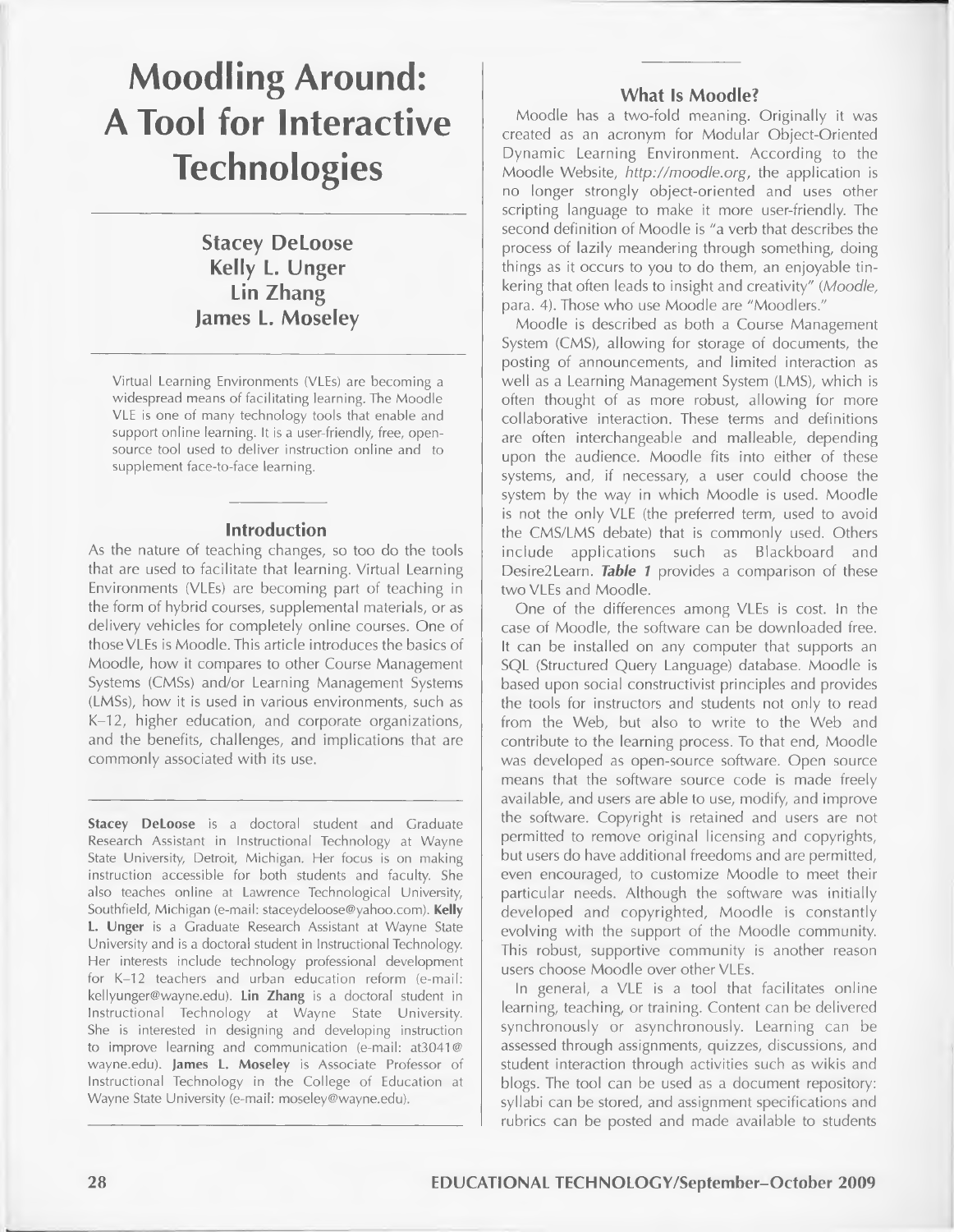# Moodling Around: A Tool for Interactive Technologies

**Stacey DeLoose**
**Kelly L. Unger**
**Lin Zhang**
**James L. Moseley**

Virtual Learning Environments (VLEs) are becoming a widespread means of facilitating learning. The Moodle VLE is one of many technology tools that enable and support online learning. It is a user-friendly, free, open-source tool used to deliver instruction online and to supplement face-to-face learning.

## Introduction

As the nature of teaching changes, so too do the tools that are used to facilitate that learning. Virtual Learning Environments (VLEs) are becoming part of teaching in the form of hybrid courses, supplemental materials, or as delivery vehicles for completely online courses. One of those VLEs is Moodle. This article introduces the basics of Moodle, how it compares to other Course Management Systems (CMSs) and/or Learning Management Systems (LMSs), how it is used in various environments, such as K–12, higher education, and corporate organizations, and the benefits, challenges, and implications that are commonly associated with its use.

**Stacey DeLoose** is a doctoral student and Graduate Research Assistant in Instructional Technology at Wayne State University, Detroit, Michigan. Her focus is on making instruction accessible for both students and faculty. She also teaches online at Lawrence Technological University, Southfield, Michigan (e-mail: staceydeloose@yahoo.com). **Kelly L. Unger** is a Graduate Research Assistant at Wayne State University and is a doctoral student in Instructional Technology. Her interests include technology professional development for K–12 teachers and urban education reform (e-mail: kellyunger@wayne.edu). **Lin Zhang** is a doctoral student in Instructional Technology at Wayne State University. She is interested in designing and developing instruction to improve learning and communication (e-mail: at3041@wayne.edu). **James L. Moseley** is Associate Professor of Instructional Technology in the College of Education at Wayne State University (e-mail: moseley@wayne.edu).

## What Is Moodle?

Moodle has a two-fold meaning. Originally it was created as an acronym for Modular Object-Oriented Dynamic Learning Environment. According to the Moodle Website, *http://moodle.org*, the application is no longer strongly object-oriented and uses other scripting language to make it more user-friendly. The second definition of Moodle is "a verb that describes the process of lazily meandering through something, doing things as it occurs to you to do them, an enjoyable tinkering that often leads to insight and creativity" (*Moodle*, para. 4). Those who use Moodle are "Moodlers."

Moodle is described as both a Course Management System (CMS), allowing for storage of documents, the posting of announcements, and limited interaction as well as a Learning Management System (LMS), which is often thought of as more robust, allowing for more collaborative interaction. These terms and definitions are often interchangeable and malleable, depending upon the audience. Moodle fits into either of these systems, and, if necessary, a user could choose the system by the way in which Moodle is used. Moodle is not the only VLE (the preferred term, used to avoid the CMS/LMS debate) that is commonly used. Others include applications such as Blackboard and Desire2Learn. ***Table 1*** provides a comparison of these two VLEs and Moodle.

One of the differences among VLEs is cost. In the case of Moodle, the software can be downloaded free. It can be installed on any computer that supports an SQL (Structured Query Language) database. Moodle is based upon social constructivist principles and provides the tools for instructors and students not only to read from the Web, but also to write to the Web and contribute to the learning process. To that end, Moodle was developed as open-source software. Open source means that the software source code is made freely available, and users are able to use, modify, and improve the software. Copyright is retained and users are not permitted to remove original licensing and copyrights, but users do have additional freedoms and are permitted, even encouraged, to customize Moodle to meet their particular needs. Although the software was initially developed and copyrighted, Moodle is constantly evolving with the support of the Moodle community. This robust, supportive community is another reason users choose Moodle over other VLEs.

In general, a VLE is a tool that facilitates online learning, teaching, or training. Content can be delivered synchronously or asynchronously. Learning can be assessed through assignments, quizzes, discussions, and student interaction through activities such as wikis and blogs. The tool can be used as a document repository: syllabi can be stored, and assignment specifications and rubrics can be posted and made available to students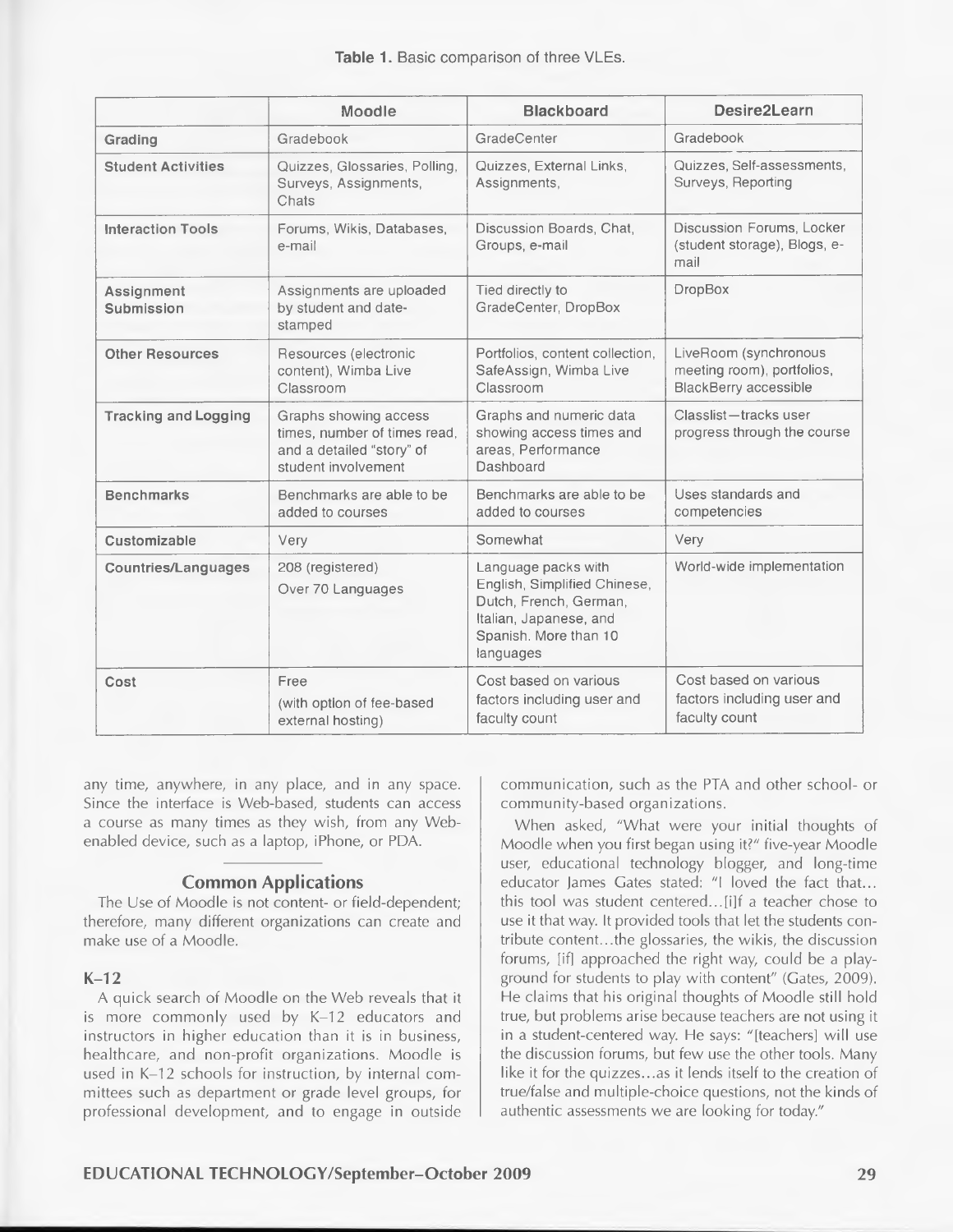**Table 1.** Basic comparison of three VLEs.

| | Moodle | Blackboard | Desire2Learn |
|---|---|---|---|
| **Grading** | Gradebook | GradeCenter | Gradebook |
| **Student Activities** | Quizzes, Glossaries, Polling, Surveys, Assignments, Chats | Quizzes, External Links, Assignments, | Quizzes, Self-assessments, Surveys, Reporting |
| **Interaction Tools** | Forums, Wikis, Databases, e-mail | Discussion Boards, Chat, Groups, e-mail | Discussion Forums, Locker (student storage), Blogs, e-mail |
| **Assignment Submission** | Assignments are uploaded by student and date-stamped | Tied directly to GradeCenter, DropBox | DropBox |
| **Other Resources** | Resources (electronic content), Wimba Live Classroom | Portfolios, content collection, SafeAssign, Wimba Live Classroom | LiveRoom (synchronous meeting room), portfolios, BlackBerry accessible |
| **Tracking and Logging** | Graphs showing access times, number of times read, and a detailed "story" of student involvement | Graphs and numeric data showing access times and areas, Performance Dashboard | Classlist—tracks user progress through the course |
| **Benchmarks** | Benchmarks are able to be added to courses | Benchmarks are able to be added to courses | Uses standards and competencies |
| **Customizable** | Very | Somewhat | Very |
| **Countries/Languages** | 208 (registered) Over 70 Languages | Language packs with English, Simplified Chinese, Dutch, French, German, Italian, Japanese, and Spanish. More than 10 languages | World-wide implementation |
| **Cost** | Free (with option of fee-based external hosting) | Cost based on various factors including user and faculty count | Cost based on various factors including user and faculty count |

any time, anywhere, in any place, and in any space. Since the interface is Web-based, students can access a course as many times as they wish, from any Web-enabled device, such as a laptop, iPhone, or PDA.

## Common Applications

The Use of Moodle is not content- or field-dependent; therefore, many different organizations can create and make use of a Moodle.

### K–12

A quick search of Moodle on the Web reveals that it is more commonly used by K–12 educators and instructors in higher education than it is in business, healthcare, and non-profit organizations. Moodle is used in K–12 schools for instruction, by internal committees such as department or grade level groups, for professional development, and to engage in outside communication, such as the PTA and other school- or community-based organizations.

When asked, "What were your initial thoughts of Moodle when you first began using it?" five-year Moodle user, educational technology blogger, and long-time educator James Gates stated: "I loved the fact that... this tool was student centered...[i]f a teacher chose to use it that way. It provided tools that let the students contribute content...the glossaries, the wikis, the discussion forums, [if] approached the right way, could be a playground for students to play with content" (Gates, 2009). He claims that his original thoughts of Moodle still hold true, but problems arise because teachers are not using it in a student-centered way. He says: "[teachers] will use the discussion forums, but few use the other tools. Many like it for the quizzes...as it lends itself to the creation of true/false and multiple-choice questions, not the kinds of authentic assessments we are looking for today."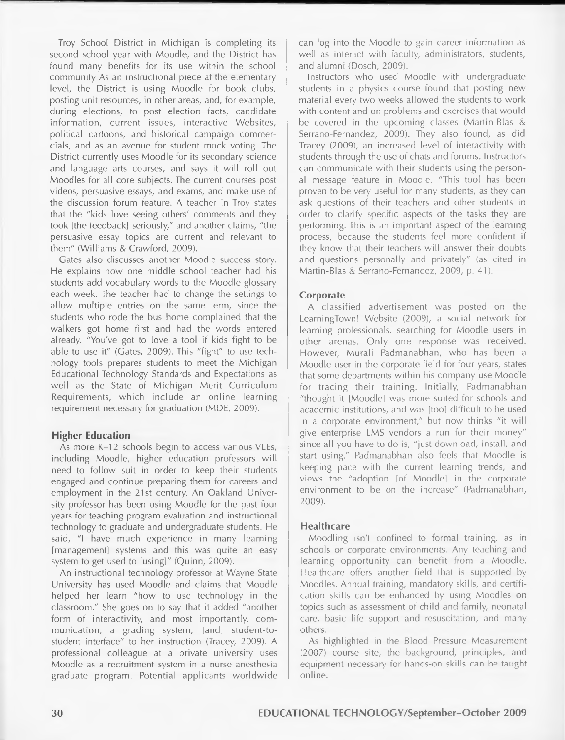Troy School District in Michigan is completing its second school year with Moodle, and the District has found many benefits for its use within the school community As an instructional piece at the elementary level, the District is using Moodle for book clubs, posting unit resources, in other areas, and, for example, during elections, to post election facts, candidate information, current issues, interactive Websites, political cartoons, and historical campaign commercials, and as an avenue for student mock voting. The District currently uses Moodle for its secondary science and language arts courses, and says it will roll out Moodles for all core subjects. The current courses post videos, persuasive essays, and exams, and make use of the discussion forum feature. A teacher in Troy states that the "kids love seeing others' comments and they took [the feedback] seriously," and another claims, "the persuasive essay topics are current and relevant to them" (Williams & Crawford, 2009).

Gates also discusses another Moodle success story. He explains how one middle school teacher had his students add vocabulary words to the Moodle glossary each week. The teacher had to change the settings to allow multiple entries on the same term, since the students who rode the bus home complained that the walkers got home first and had the words entered already. "You've got to love a tool if kids fight to be able to use it" (Gates, 2009). This "fight" to use technology tools prepares students to meet the Michigan Educational Technology Standards and Expectations as well as the State of Michigan Merit Curriculum Requirements, which include an online learning requirement necessary for graduation (MDE, 2009).

## Higher Education

As more K–12 schools begin to access various VLEs, including Moodle, higher education professors will need to follow suit in order to keep their students engaged and continue preparing them for careers and employment in the 21st century. An Oakland University professor has been using Moodle for the past four years for teaching program evaluation and instructional technology to graduate and undergraduate students. He said, "I have much experience in many learning [management] systems and this was quite an easy system to get used to [using]" (Quinn, 2009).

An instructional technology professor at Wayne State University has used Moodle and claims that Moodle helped her learn "how to use technology in the classroom." She goes on to say that it added "another form of interactivity, and most importantly, communication, a grading system, [and] student-to-student interface" to her instruction (Tracey, 2009). A professional colleague at a private university uses Moodle as a recruitment system in a nurse anesthesia graduate program. Potential applicants worldwide can log into the Moodle to gain career information as well as interact with faculty, administrators, students, and alumni (Dosch, 2009).

Instructors who used Moodle with undergraduate students in a physics course found that posting new material every two weeks allowed the students to work with content and on problems and exercises that would be covered in the upcoming classes (Martin-Blas & Serrano-Fernandez, 2009). They also found, as did Tracey (2009), an increased level of interactivity with students through the use of chats and forums. Instructors can communicate with their students using the personal message feature in Moodle. "This tool has been proven to be very useful for many students, as they can ask questions of their teachers and other students in order to clarify specific aspects of the tasks they are performing. This is an important aspect of the learning process, because the students feel more confident if they know that their teachers will answer their doubts and questions personally and privately" (as cited in Martin-Blas & Serrano-Fernandez, 2009, p. 41).

## Corporate

A classified advertisement was posted on the LearningTown! Website (2009), a social network for learning professionals, searching for Moodle users in other arenas. Only one response was received. However, Murali Padmanabhan, who has been a Moodle user in the corporate field for four years, states that some departments within his company use Moodle for tracing their training. Initially, Padmanabhan "thought it [Moodle] was more suited for schools and academic institutions, and was [too] difficult to be used in a corporate environment," but now thinks "it will give enterprise LMS vendors a run for their money" since all you have to do is, "just download, install, and start using." Padmanabhan also feels that Moodle is keeping pace with the current learning trends, and views the "adoption [of Moodle] in the corporate environment to be on the increase" (Padmanabhan, 2009).

## Healthcare

Moodling isn't confined to formal training, as in schools or corporate environments. Any teaching and learning opportunity can benefit from a Moodle. Healthcare offers another field that is supported by Moodles. Annual training, mandatory skills, and certification skills can be enhanced by using Moodles on topics such as assessment of child and family, neonatal care, basic life support and resuscitation, and many others.

As highlighted in the Blood Pressure Measurement (2007) course site, the background, principles, and equipment necessary for hands-on skills can be taught online.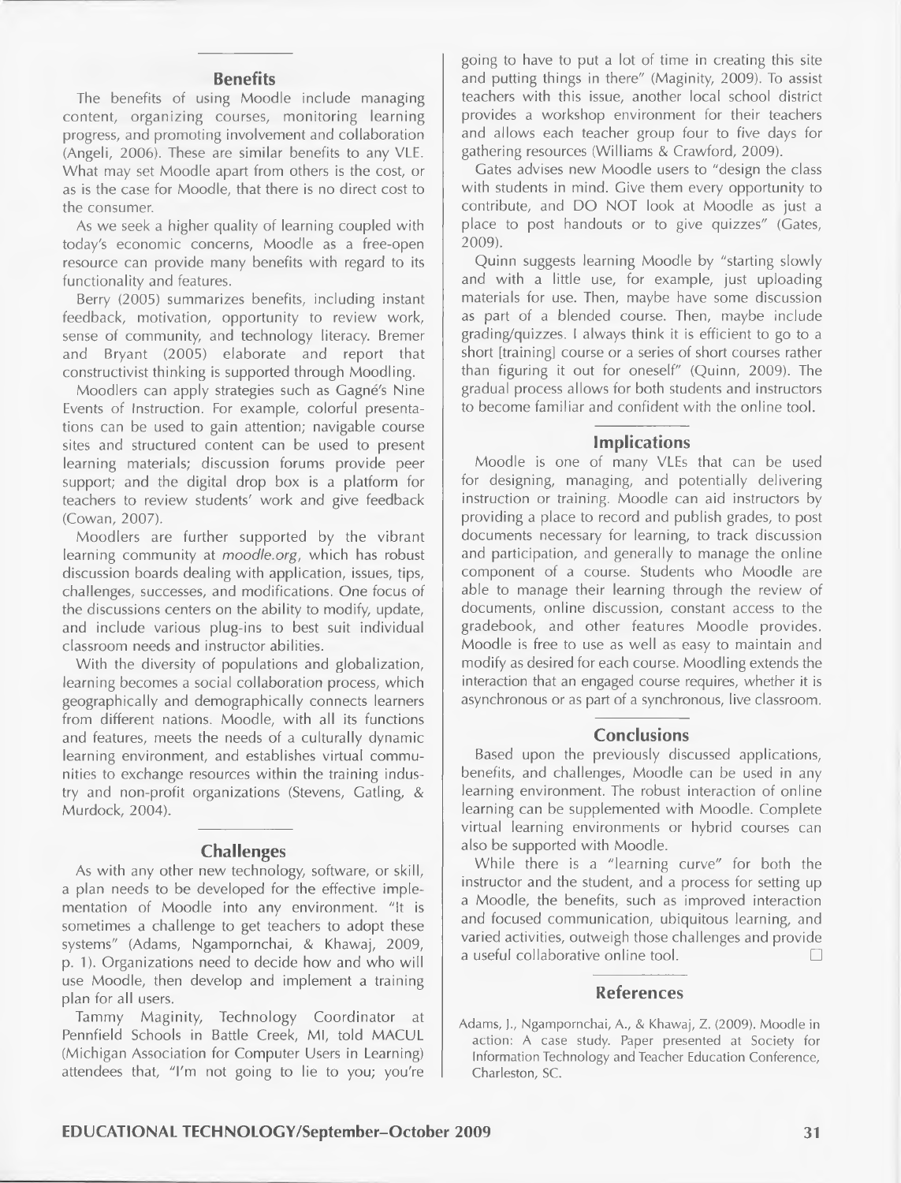## Benefits

The benefits of using Moodle include managing content, organizing courses, monitoring learning progress, and promoting involvement and collaboration (Angeli, 2006). These are similar benefits to any VLE. What may set Moodle apart from others is the cost, or as is the case for Moodle, that there is no direct cost to the consumer.

As we seek a higher quality of learning coupled with today's economic concerns, Moodle as a free-open resource can provide many benefits with regard to its functionality and features.

Berry (2005) summarizes benefits, including instant feedback, motivation, opportunity to review work, sense of community, and technology literacy. Bremer and Bryant (2005) elaborate and report that constructivist thinking is supported through Moodling.

Moodlers can apply strategies such as Gagné's Nine Events of Instruction. For example, colorful presentations can be used to gain attention; navigable course sites and structured content can be used to present learning materials; discussion forums provide peer support; and the digital drop box is a platform for teachers to review students' work and give feedback (Cowan, 2007).

Moodlers are further supported by the vibrant learning community at *moodle.org*, which has robust discussion boards dealing with application, issues, tips, challenges, successes, and modifications. One focus of the discussions centers on the ability to modify, update, and include various plug-ins to best suit individual classroom needs and instructor abilities.

With the diversity of populations and globalization, learning becomes a social collaboration process, which geographically and demographically connects learners from different nations. Moodle, with all its functions and features, meets the needs of a culturally dynamic learning environment, and establishes virtual communities to exchange resources within the training industry and non-profit organizations (Stevens, Gatling, & Murdock, 2004).

## Challenges

As with any other new technology, software, or skill, a plan needs to be developed for the effective implementation of Moodle into any environment. "It is sometimes a challenge to get teachers to adopt these systems" (Adams, Ngampornchai, & Khawaj, 2009, p. 1). Organizations need to decide how and who will use Moodle, then develop and implement a training plan for all users.

Tammy Maginity, Technology Coordinator at Pennfield Schools in Battle Creek, MI, told MACUL (Michigan Association for Computer Users in Learning) attendees that, "I'm not going to lie to you; you're going to have to put a lot of time in creating this site and putting things in there" (Maginity, 2009). To assist teachers with this issue, another local school district provides a workshop environment for their teachers and allows each teacher group four to five days for gathering resources (Williams & Crawford, 2009).

Gates advises new Moodle users to "design the class with students in mind. Give them every opportunity to contribute, and DO NOT look at Moodle as just a place to post handouts or to give quizzes" (Gates, 2009).

Quinn suggests learning Moodle by "starting slowly and with a little use, for example, just uploading materials for use. Then, maybe have some discussion as part of a blended course. Then, maybe include grading/quizzes. I always think it is efficient to go to a short [training] course or a series of short courses rather than figuring it out for oneself" (Quinn, 2009). The gradual process allows for both students and instructors to become familiar and confident with the online tool.

## Implications

Moodle is one of many VLEs that can be used for designing, managing, and potentially delivering instruction or training. Moodle can aid instructors by providing a place to record and publish grades, to post documents necessary for learning, to track discussion and participation, and generally to manage the online component of a course. Students who Moodle are able to manage their learning through the review of documents, online discussion, constant access to the gradebook, and other features Moodle provides. Moodle is free to use as well as easy to maintain and modify as desired for each course. Moodling extends the interaction that an engaged course requires, whether it is asynchronous or as part of a synchronous, live classroom.

## Conclusions

Based upon the previously discussed applications, benefits, and challenges, Moodle can be used in any learning environment. The robust interaction of online learning can be supplemented with Moodle. Complete virtual learning environments or hybrid courses can also be supported with Moodle.

While there is a "learning curve" for both the instructor and the student, and a process for setting up a Moodle, the benefits, such as improved interaction and focused communication, ubiquitous learning, and varied activities, outweigh those challenges and provide a useful collaborative online tool. □

## References

Adams, J., Ngampornchai, A., & Khawaj, Z. (2009). Moodle in action: A case study. Paper presented at Society for Information Technology and Teacher Education Conference, Charleston, SC.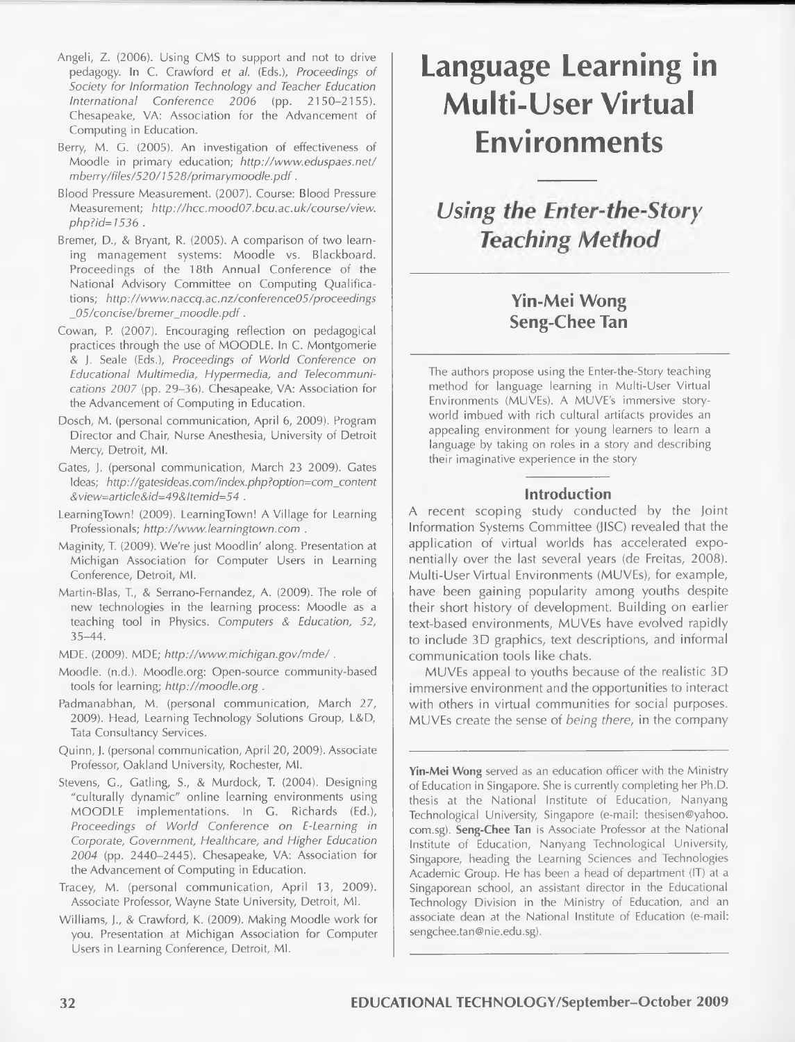Angeli, Z. (2006). Using CMS to support and not to drive pedagogy. In C. Crawford *et al.* (Eds.), *Proceedings of Society for Information Technology and Teacher Education International Conference 2006* (pp. 2150–2155). Chesapeake, VA: Association for the Advancement of Computing in Education.

Berry, M. G. (2005). An investigation of effectiveness of Moodle in primary education; *http://www.eduspaes.net/mberry/files/520/1528/primarymoodle.pdf* .

Blood Pressure Measurement. (2007). Course: Blood Pressure Measurement; *http://hcc.mood07.bcu.ac.uk/course/view.php?id=1536* .

Bremer, D., & Bryant, R. (2005). A comparison of two learning management systems: Moodle vs. Blackboard. Proceedings of the 18th Annual Conference of the National Advisory Committee on Computing Qualifications; *http://www.naccq.ac.nz/conference05/proceedings_05/concise/bremer_moodle.pdf* .

Cowan, P. (2007). Encouraging reflection on pedagogical practices through the use of MOODLE. In C. Montgomerie & J. Seale (Eds.), *Proceedings of World Conference on Educational Multimedia, Hypermedia, and Telecommunications 2007* (pp. 29–36). Chesapeake, VA: Association for the Advancement of Computing in Education.

Dosch, M. (personal communication, April 6, 2009). Program Director and Chair, Nurse Anesthesia, University of Detroit Mercy, Detroit, MI.

Gates, J. (personal communication, March 23 2009). Gates Ideas; *http://gatesideas.com/index.php?option=com_content&view=article&id=49&Itemid=54* .

LearningTown! (2009). LearningTown! A Village for Learning Professionals; *http://www.learningtown.com* .

Maginity, T. (2009). We're just Moodlin' along. Presentation at Michigan Association for Computer Users in Learning Conference, Detroit, MI.

Martin-Blas, T., & Serrano-Fernandez, A. (2009). The role of new technologies in the learning process: Moodle as a teaching tool in Physics. *Computers & Education, 52,* 35–44.

MDE. (2009). MDE; *http://www.michigan.gov/mde/* .

Moodle. (n.d.). Moodle.org: Open-source community-based tools for learning; *http://moodle.org* .

Padmanabhan, M. (personal communication, March 27, 2009). Head, Learning Technology Solutions Group, L&D, Tata Consultancy Services.

Quinn, J. (personal communication, April 20, 2009). Associate Professor, Oakland University, Rochester, MI.

Stevens, G., Gatling, S., & Murdock, T. (2004). Designing "culturally dynamic" online learning environments using MOODLE implementations. In G. Richards (Ed.), *Proceedings of World Conference on E-Learning in Corporate, Government, Healthcare, and Higher Education 2004* (pp. 2440–2445). Chesapeake, VA: Association for the Advancement of Computing in Education.

Tracey, M. (personal communication, April 13, 2009). Associate Professor, Wayne State University, Detroit, MI.

Williams, J., & Crawford, K. (2009). Making Moodle work for you. Presentation at Michigan Association for Computer Users in Learning Conference, Detroit, MI.

# Language Learning in Multi-User Virtual Environments

## *Using the Enter-the-Story Teaching Method*

**Yin-Mei Wong**
**Seng-Chee Tan**

The authors propose using the Enter-the-Story teaching method for language learning in Multi-User Virtual Environments (MUVEs). A MUVE's immersive story-world imbued with rich cultural artifacts provides an appealing environment for young learners to learn a language by taking on roles in a story and describing their imaginative experience in the story

### Introduction

A recent scoping study conducted by the Joint Information Systems Committee (JISC) revealed that the application of virtual worlds has accelerated exponentially over the last several years (de Freitas, 2008). Multi-User Virtual Environments (MUVEs), for example, have been gaining popularity among youths despite their short history of development. Building on earlier text-based environments, MUVEs have evolved rapidly to include 3D graphics, text descriptions, and informal communication tools like chats.

MUVEs appeal to youths because of the realistic 3D immersive environment and the opportunities to interact with others in virtual communities for social purposes. MUVEs create the sense of *being there*, in the company

**Yin-Mei Wong** served as an education officer with the Ministry of Education in Singapore. She is currently completing her Ph.D. thesis at the National Institute of Education, Nanyang Technological University, Singapore (e-mail: thesisen@yahoo.com.sg). **Seng-Chee Tan** is Associate Professor at the National Institute of Education, Nanyang Technological University, Singapore, heading the Learning Sciences and Technologies Academic Group. He has been a head of department (IT) at a Singaporean school, an assistant director in the Educational Technology Division in the Ministry of Education, and an associate dean at the National Institute of Education (e-mail: sengchee.tan@nie.edu.sg).